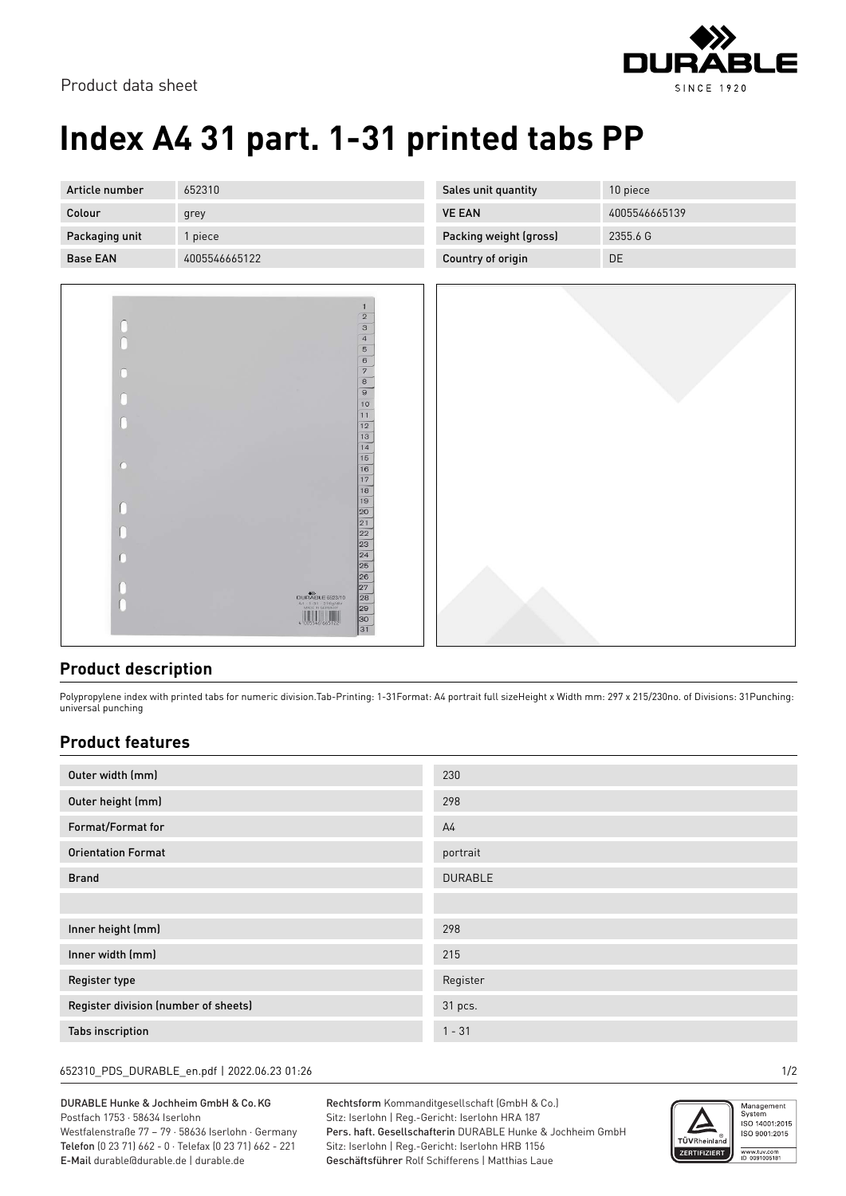Product data sheet

# Index A4 31 part. 1-31 printed tabs PP

| Article number | 652310 |
|---|---|
| Colour | grey |
| Packaging unit | 1 piece |
| Base EAN | 4005546665122 |

| Sales unit quantity | 10 piece |
|---|---|
| VE EAN | 4005546665139 |
| Packing weight (gross) | 2355.6 G |
| Country of origin | DE |

## Product description

Polypropylene index with printed tabs for numeric division.Tab-Printing: 1-31Format: A4 portrait full sizeHeight x Width mm: 297 x 215/230no. of Divisions: 31Punching: universal punching

## Product features

| Outer width (mm) | 230 |
|---|---|
| Outer height (mm) | 298 |
| Format/Format for | A4 |
| Orientation Format | portrait |
| Brand | DURABLE |
| | |
| Inner height (mm) | 298 |
| Inner width (mm) | 215 |
| Register type | Register |
| Register division (number of sheets) | 31 pcs. |
| Tabs inscription | 1 - 31 |

652310_PDS_DURABLE_en.pdf | 2022.06.23 01:26

DURABLE Hunke & Jochheim GmbH & Co. KG
Postfach 1753 · 58634 Iserlohn
Westfalenstraße 77 – 79 · 58636 Iserlohn · Germany
**Telefon** (0 23 71) 662 - 0 · Telefax (0 23 71) 662 - 221
**E-Mail** durable@durable.de | durable.de

**Rechtsform** Kommanditgesellschaft (GmbH & Co.)
Sitz: Iserlohn | Reg.-Gericht: Iserlohn HRA 187
**Pers. haft. Gesellschafterin** DURABLE Hunke & Jochheim GmbH
Sitz: Iserlohn | Reg.-Gericht: Iserlohn HRB 1156
**Geschäftsführer** Rolf Schifferens | Matthias Laue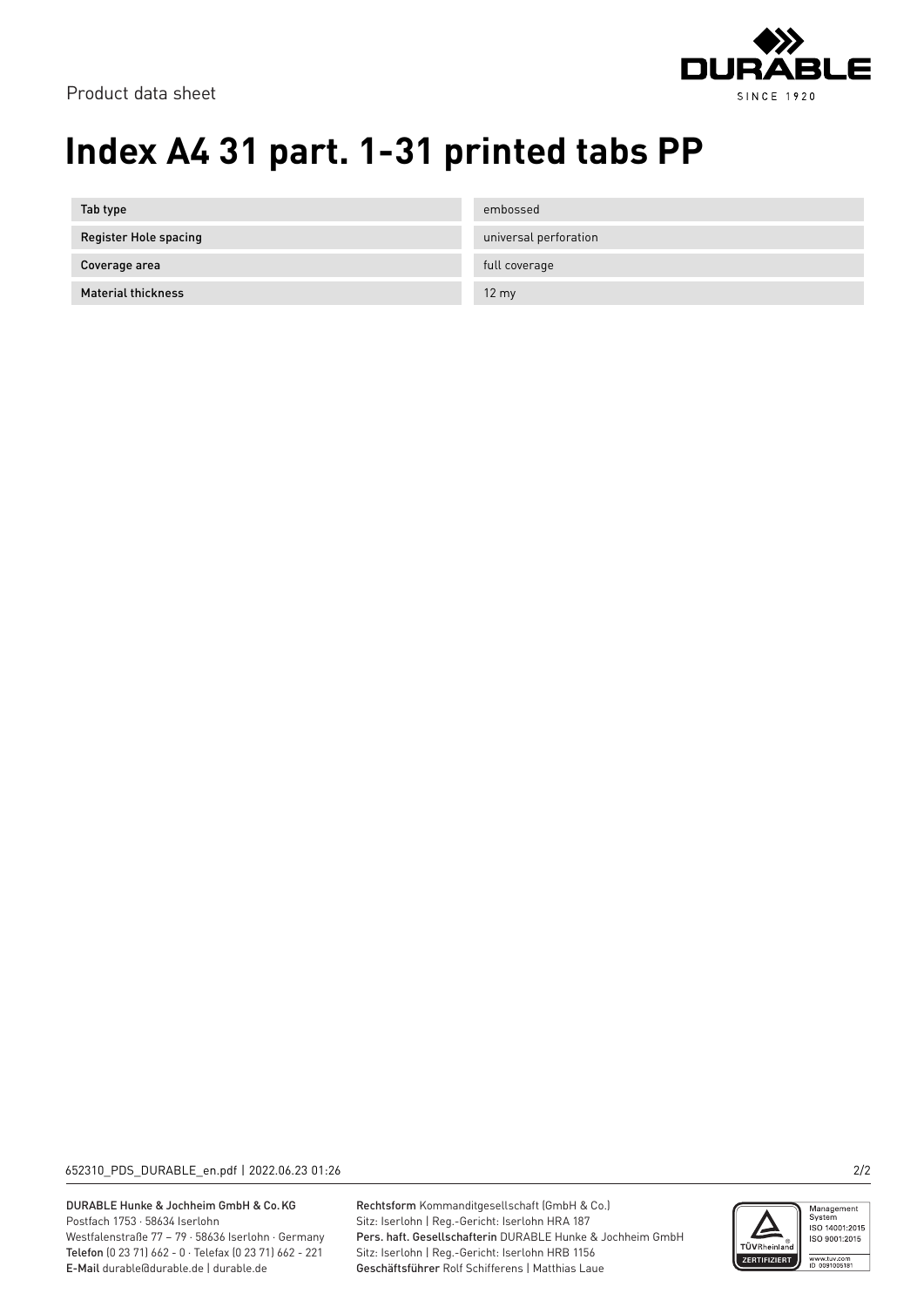# Index A4 31 part. 1-31 printed tabs PP

| | |
|---|---|
| Tab type | embossed |
| Register Hole spacing | universal perforation |
| Coverage area | full coverage |
| Material thickness | 12 my |

652310_PDS_DURABLE_en.pdf | 2022.06.23 01:26

DURABLE Hunke & Jochheim GmbH & Co.KG
Postfach 1753 · 58634 Iserlohn
Westfalenstraße 77 – 79 · 58636 Iserlohn · Germany
Telefon (0 23 71) 662 - 0 · Telefax (0 23 71) 662 - 221
E-Mail durable@durable.de | durable.de

Rechtsform Kommanditgesellschaft (GmbH & Co.)
Sitz: Iserlohn | Reg.-Gericht: Iserlohn HRA 187
Pers. haft. Gesellschafterin DURABLE Hunke & Jochheim GmbH
Sitz: Iserlohn | Reg.-Gericht: Iserlohn HRB 1156
Geschäftsführer Rolf Schifferens | Matthias Laue